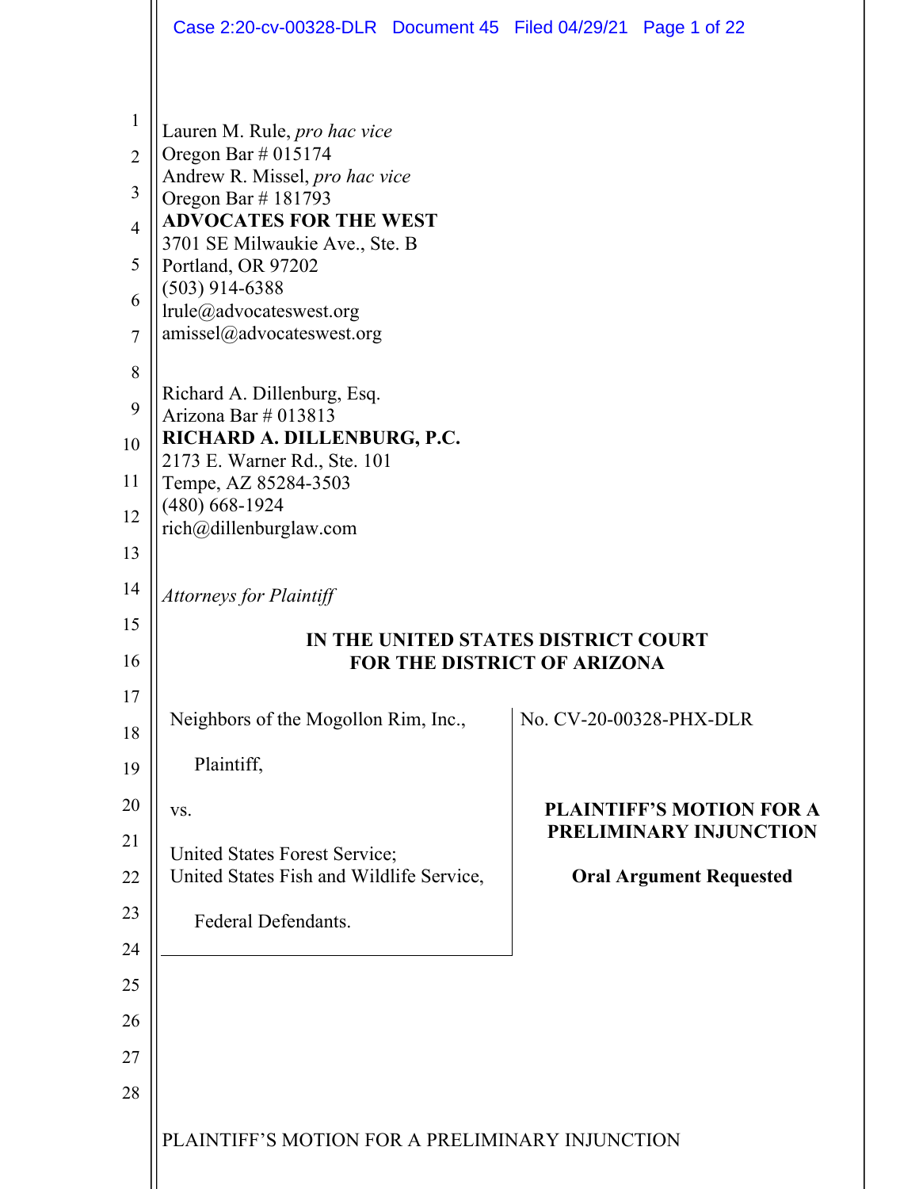Lauren M. Rule, *pro hac vice*
Oregon Bar # 015174
Andrew R. Missel, *pro hac vice*
Oregon Bar # 181793
**ADVOCATES FOR THE WEST**
3701 SE Milwaukie Ave., Ste. B
Portland, OR 97202
(503) 914-6388
lrule@advocateswest.org
amissel@advocateswest.org

Richard A. Dillenburg, Esq.
Arizona Bar # 013813
**RICHARD A. DILLENBURG, P.C.**
2173 E. Warner Rd., Ste. 101
Tempe, AZ 85284-3503
(480) 668-1924
rich@dillenburglaw.com

*Attorneys for Plaintiff*

**IN THE UNITED STATES DISTRICT COURT**
**FOR THE DISTRICT OF ARIZONA**

| | |
|---|---|
| Neighbors of the Mogollon Rim, Inc.,<br><br>Plaintiff,<br><br>vs.<br><br>United States Forest Service;<br>United States Fish and Wildlife Service,<br><br>Federal Defendants. | No. CV-20-00328-PHX-DLR<br><br>**PLAINTIFF'S MOTION FOR A PRELIMINARY INJUNCTION**<br><br>**Oral Argument Requested** |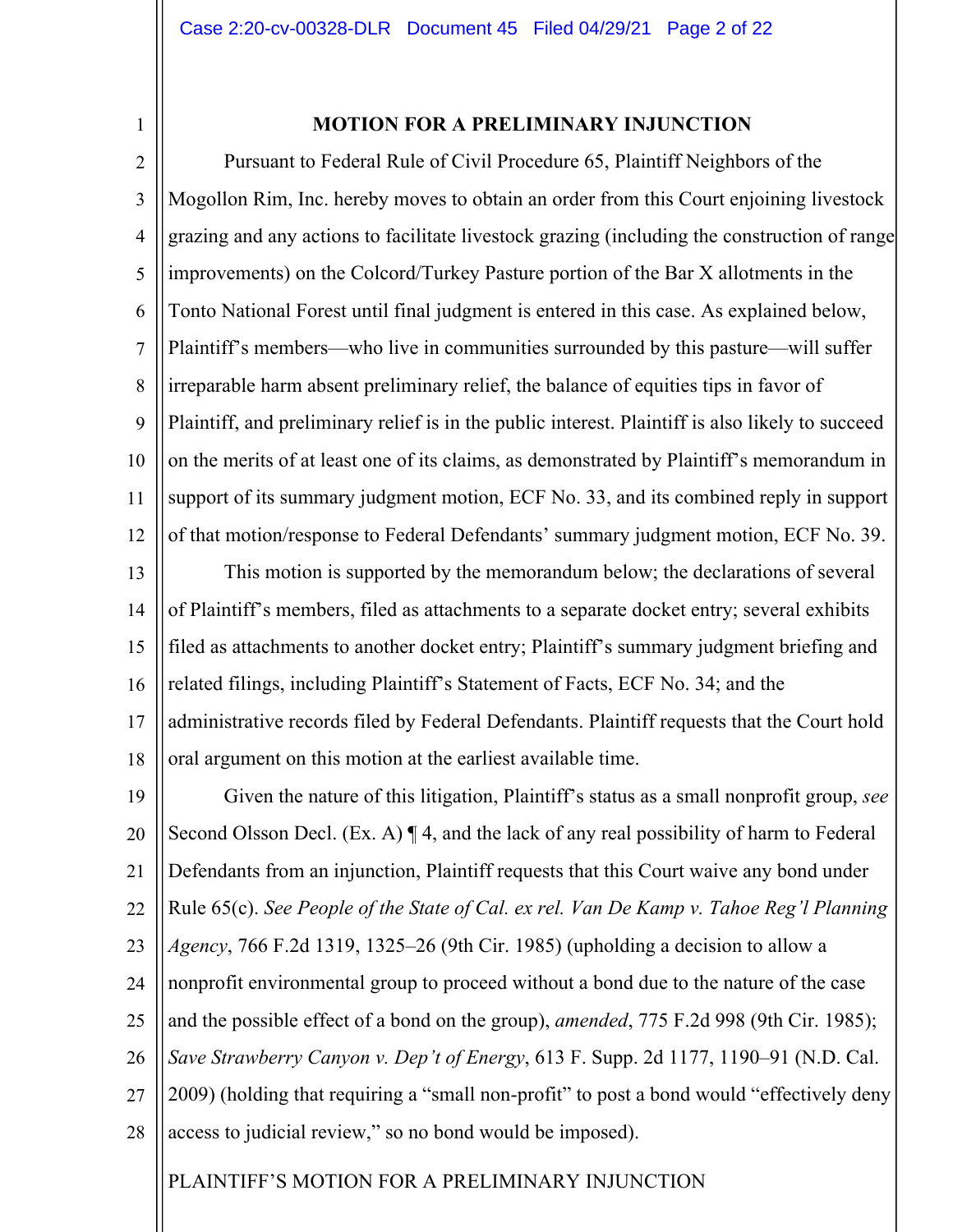## MOTION FOR A PRELIMINARY INJUNCTION

Pursuant to Federal Rule of Civil Procedure 65, Plaintiff Neighbors of the Mogollon Rim, Inc. hereby moves to obtain an order from this Court enjoining livestock grazing and any actions to facilitate livestock grazing (including the construction of range improvements) on the Colcord/Turkey Pasture portion of the Bar X allotments in the Tonto National Forest until final judgment is entered in this case. As explained below, Plaintiff's members—who live in communities surrounded by this pasture—will suffer irreparable harm absent preliminary relief, the balance of equities tips in favor of Plaintiff, and preliminary relief is in the public interest. Plaintiff is also likely to succeed on the merits of at least one of its claims, as demonstrated by Plaintiff's memorandum in support of its summary judgment motion, ECF No. 33, and its combined reply in support of that motion/response to Federal Defendants' summary judgment motion, ECF No. 39.

This motion is supported by the memorandum below; the declarations of several of Plaintiff's members, filed as attachments to a separate docket entry; several exhibits filed as attachments to another docket entry; Plaintiff's summary judgment briefing and related filings, including Plaintiff's Statement of Facts, ECF No. 34; and the administrative records filed by Federal Defendants. Plaintiff requests that the Court hold oral argument on this motion at the earliest available time.

Given the nature of this litigation, Plaintiff's status as a small nonprofit group, *see* Second Olsson Decl. (Ex. A) ¶ 4, and the lack of any real possibility of harm to Federal Defendants from an injunction, Plaintiff requests that this Court waive any bond under Rule 65(c). *See People of the State of Cal. ex rel. Van De Kamp v. Tahoe Reg'l Planning Agency*, 766 F.2d 1319, 1325–26 (9th Cir. 1985) (upholding a decision to allow a nonprofit environmental group to proceed without a bond due to the nature of the case and the possible effect of a bond on the group), *amended*, 775 F.2d 998 (9th Cir. 1985); *Save Strawberry Canyon v. Dep't of Energy*, 613 F. Supp. 2d 1177, 1190–91 (N.D. Cal. 2009) (holding that requiring a "small non-profit" to post a bond would "effectively deny access to judicial review," so no bond would be imposed).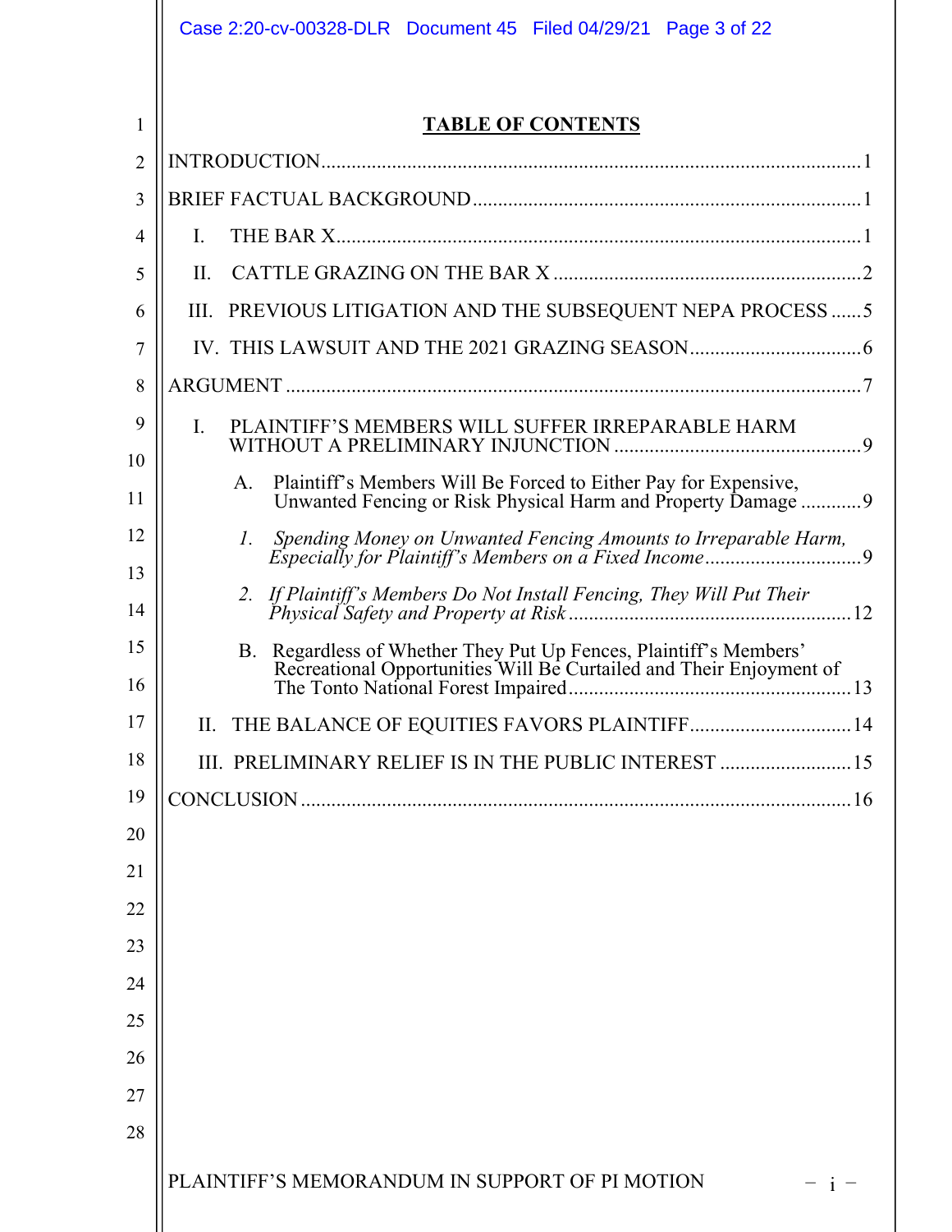# TABLE OF CONTENTS

INTRODUCTION .......... 1

BRIEF FACTUAL BACKGROUND .......... 1

- I. THE BAR X .......... 1
- II. CATTLE GRAZING ON THE BAR X .......... 2
- III. PREVIOUS LITIGATION AND THE SUBSEQUENT NEPA PROCESS .......... 5
- IV. THIS LAWSUIT AND THE 2021 GRAZING SEASON .......... 6

ARGUMENT .......... 7

- I. PLAINTIFF'S MEMBERS WILL SUFFER IRREPARABLE HARM WITHOUT A PRELIMINARY INJUNCTION .......... 9
  - A. Plaintiff's Members Will Be Forced to Either Pay for Expensive, Unwanted Fencing or Risk Physical Harm and Property Damage .......... 9
    - *1. Spending Money on Unwanted Fencing Amounts to Irreparable Harm, Especially for Plaintiff's Members on a Fixed Income* .......... 9
    - *2. If Plaintiff's Members Do Not Install Fencing, They Will Put Their Physical Safety and Property at Risk* .......... 12
  - B. Regardless of Whether They Put Up Fences, Plaintiff's Members' Recreational Opportunities Will Be Curtailed and Their Enjoyment of The Tonto National Forest Impaired .......... 13
- II. THE BALANCE OF EQUITIES FAVORS PLAINTIFF .......... 14
- III. PRELIMINARY RELIEF IS IN THE PUBLIC INTEREST .......... 15

CONCLUSION .......... 16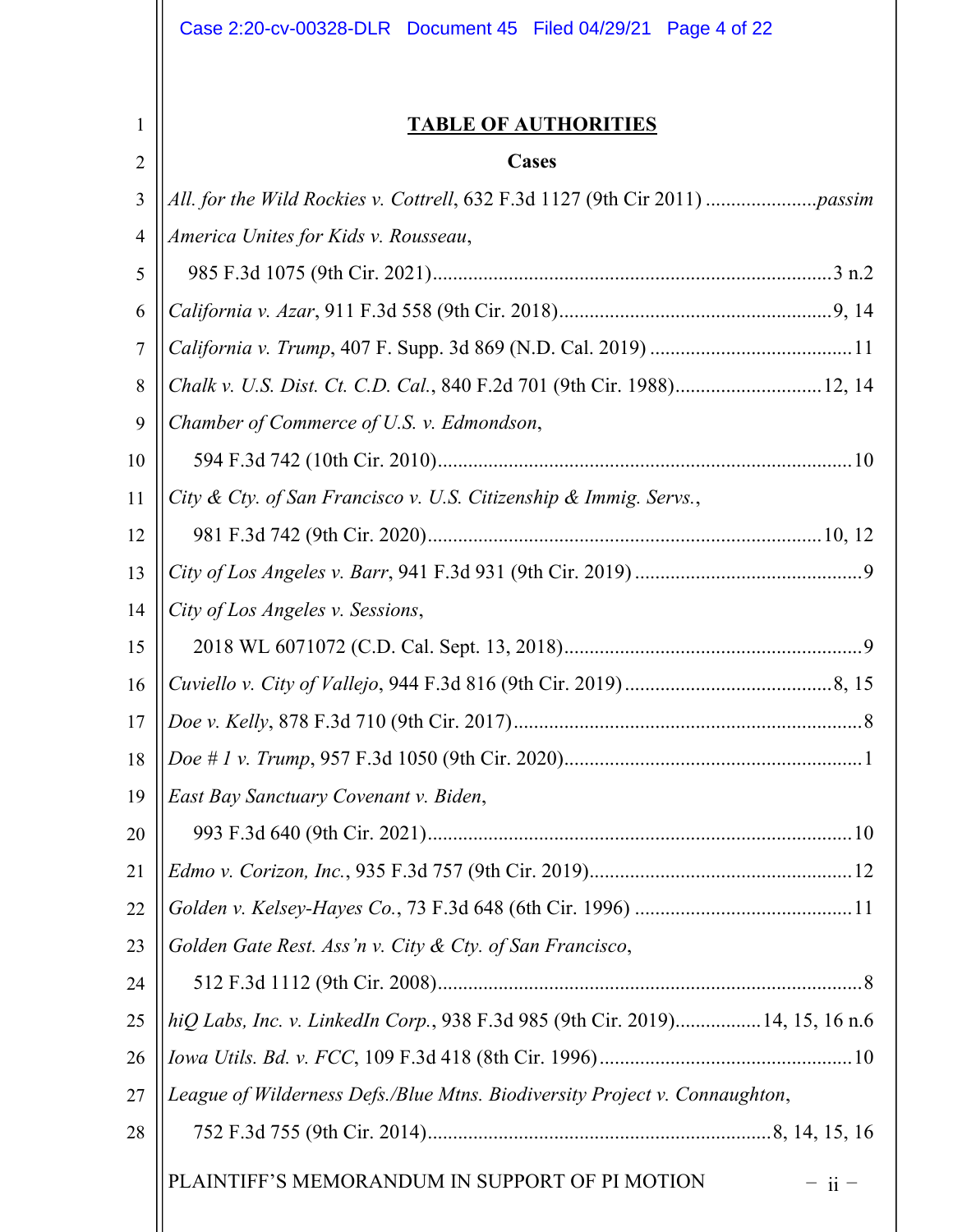## TABLE OF AUTHORITIES

### Cases

*All. for the Wild Rockies v. Cottrell*, 632 F.3d 1127 (9th Cir 2011) ...................... *passim*

*America Unites for Kids v. Rousseau*,
985 F.3d 1075 (9th Cir. 2021) ............................................................................... 3 n.2

*California v. Azar*, 911 F.3d 558 (9th Cir. 2018) ..................................................... 9, 14

*California v. Trump*, 407 F. Supp. 3d 869 (N.D. Cal. 2019) ........................................ 11

*Chalk v. U.S. Dist. Ct. C.D. Cal.*, 840 F.2d 701 (9th Cir. 1988) ............................. 12, 14

*Chamber of Commerce of U.S. v. Edmondson*,
594 F.3d 742 (10th Cir. 2010) ................................................................................... 10

*City & Cty. of San Francisco v. U.S. Citizenship & Immig. Servs.*,
981 F.3d 742 (9th Cir. 2020) ............................................................................... 10, 12

*City of Los Angeles v. Barr*, 941 F.3d 931 (9th Cir. 2019) ............................................. 9

*City of Los Angeles v. Sessions*,
2018 WL 6071072 (C.D. Cal. Sept. 13, 2018) ............................................................ 9

*Cuviello v. City of Vallejo*, 944 F.3d 816 (9th Cir. 2019) ......................................... 8, 15

*Doe v. Kelly*, 878 F.3d 710 (9th Cir. 2017) ..................................................................... 8

*Doe # 1 v. Trump*, 957 F.3d 1050 (9th Cir. 2020) ........................................................... 1

*East Bay Sanctuary Covenant v. Biden*,
993 F.3d 640 (9th Cir. 2021) ..................................................................................... 10

*Edmo v. Corizon, Inc.*, 935 F.3d 757 (9th Cir. 2019) .................................................... 12

*Golden v. Kelsey-Hayes Co.*, 73 F.3d 648 (6th Cir. 1996) ........................................... 11

*Golden Gate Rest. Ass'n v. City & Cty. of San Francisco*,
512 F.3d 1112 (9th Cir. 2008) ..................................................................................... 8

*hiQ Labs, Inc. v. LinkedIn Corp.*, 938 F.3d 985 (9th Cir. 2019) ................. 14, 15, 16 n.6

*Iowa Utils. Bd. v. FCC*, 109 F.3d 418 (8th Cir. 1996) .................................................. 10

*League of Wilderness Defs./Blue Mtns. Biodiversity Project v. Connaughton*,
752 F.3d 755 (9th Cir. 2014) ................................................................... 8, 14, 15, 16

PLAINTIFF'S MEMORANDUM IN SUPPORT OF PI MOTION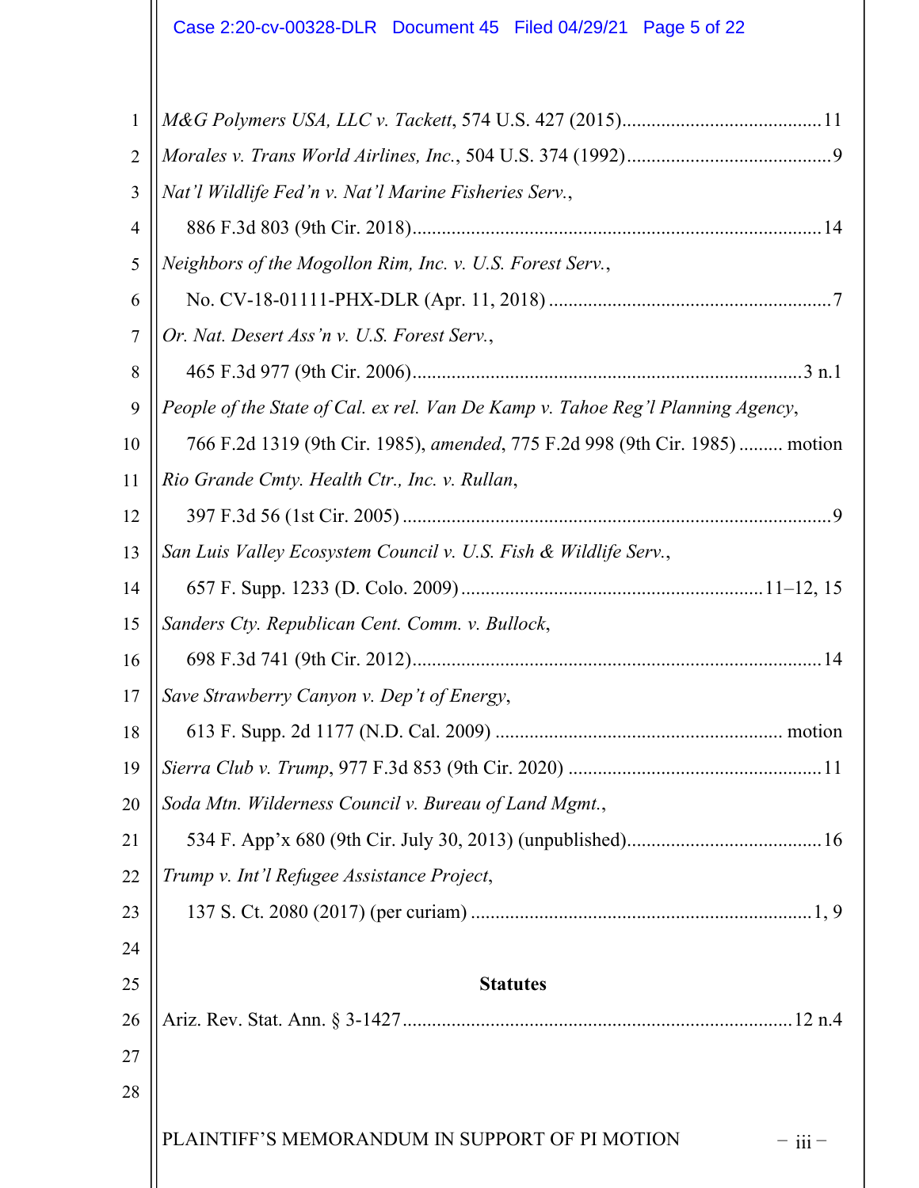*M&G Polymers USA, LLC v. Tackett*, 574 U.S. 427 (2015)........................................11

*Morales v. Trans World Airlines, Inc.*, 504 U.S. 374 (1992)..........................................9

*Nat'l Wildlife Fed'n v. Nat'l Marine Fisheries Serv.*,
886 F.3d 803 (9th Cir. 2018)....................................................................................14

*Neighbors of the Mogollon Rim, Inc. v. U.S. Forest Serv.*,
No. CV-18-01111-PHX-DLR (Apr. 11, 2018) .........................................................7

*Or. Nat. Desert Ass'n v. U.S. Forest Serv.*,
465 F.3d 977 (9th Cir. 2006)................................................................................3 n.1

*People of the State of Cal. ex rel. Van De Kamp v. Tahoe Reg'l Planning Agency*,
766 F.2d 1319 (9th Cir. 1985), *amended*, 775 F.2d 998 (9th Cir. 1985) ......... motion

*Rio Grande Cmty. Health Ctr., Inc. v. Rullan*,
397 F.3d 56 (1st Cir. 2005) ........................................................................................9

*San Luis Valley Ecosystem Council v. U.S. Fish & Wildlife Serv.*,
657 F. Supp. 1233 (D. Colo. 2009) .............................................................11–12, 15

*Sanders Cty. Republican Cent. Comm. v. Bullock*,
698 F.3d 741 (9th Cir. 2012)....................................................................................14

*Save Strawberry Canyon v. Dep't of Energy*,
613 F. Supp. 2d 1177 (N.D. Cal. 2009) .......................................................... motion

*Sierra Club v. Trump*, 977 F.3d 853 (9th Cir. 2020) ...................................................11

*Soda Mtn. Wilderness Council v. Bureau of Land Mgmt.*,
534 F. App'x 680 (9th Cir. July 30, 2013) (unpublished)........................................16

*Trump v. Int'l Refugee Assistance Project*,
137 S. Ct. 2080 (2017) (per curiam) .....................................................................1, 9

**Statutes**

Ariz. Rev. Stat. Ann. § 3-1427...............................................................................12 n.4

PLAINTIFF'S MEMORANDUM IN SUPPORT OF PI MOTION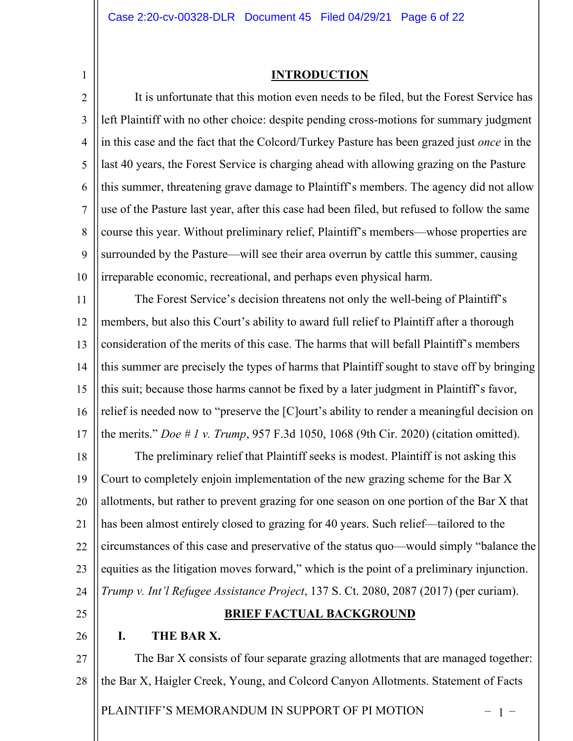## INTRODUCTION

It is unfortunate that this motion even needs to be filed, but the Forest Service has left Plaintiff with no other choice: despite pending cross-motions for summary judgment in this case and the fact that the Colcord/Turkey Pasture has been grazed just *once* in the last 40 years, the Forest Service is charging ahead with allowing grazing on the Pasture this summer, threatening grave damage to Plaintiff's members. The agency did not allow use of the Pasture last year, after this case had been filed, but refused to follow the same course this year. Without preliminary relief, Plaintiff's members—whose properties are surrounded by the Pasture—will see their area overrun by cattle this summer, causing irreparable economic, recreational, and perhaps even physical harm.

The Forest Service's decision threatens not only the well-being of Plaintiff's members, but also this Court's ability to award full relief to Plaintiff after a thorough consideration of the merits of this case. The harms that will befall Plaintiff's members this summer are precisely the types of harms that Plaintiff sought to stave off by bringing this suit; because those harms cannot be fixed by a later judgment in Plaintiff's favor, relief is needed now to "preserve the [C]ourt's ability to render a meaningful decision on the merits." *Doe # 1 v. Trump*, 957 F.3d 1050, 1068 (9th Cir. 2020) (citation omitted).

The preliminary relief that Plaintiff seeks is modest. Plaintiff is not asking this Court to completely enjoin implementation of the new grazing scheme for the Bar X allotments, but rather to prevent grazing for one season on one portion of the Bar X that has been almost entirely closed to grazing for 40 years. Such relief—tailored to the circumstances of this case and preservative of the status quo—would simply "balance the equities as the litigation moves forward," which is the point of a preliminary injunction. *Trump v. Int'l Refugee Assistance Project*, 137 S. Ct. 2080, 2087 (2017) (per curiam).

## BRIEF FACTUAL BACKGROUND

### I. THE BAR X.

The Bar X consists of four separate grazing allotments that are managed together: the Bar X, Haigler Creek, Young, and Colcord Canyon Allotments. Statement of Facts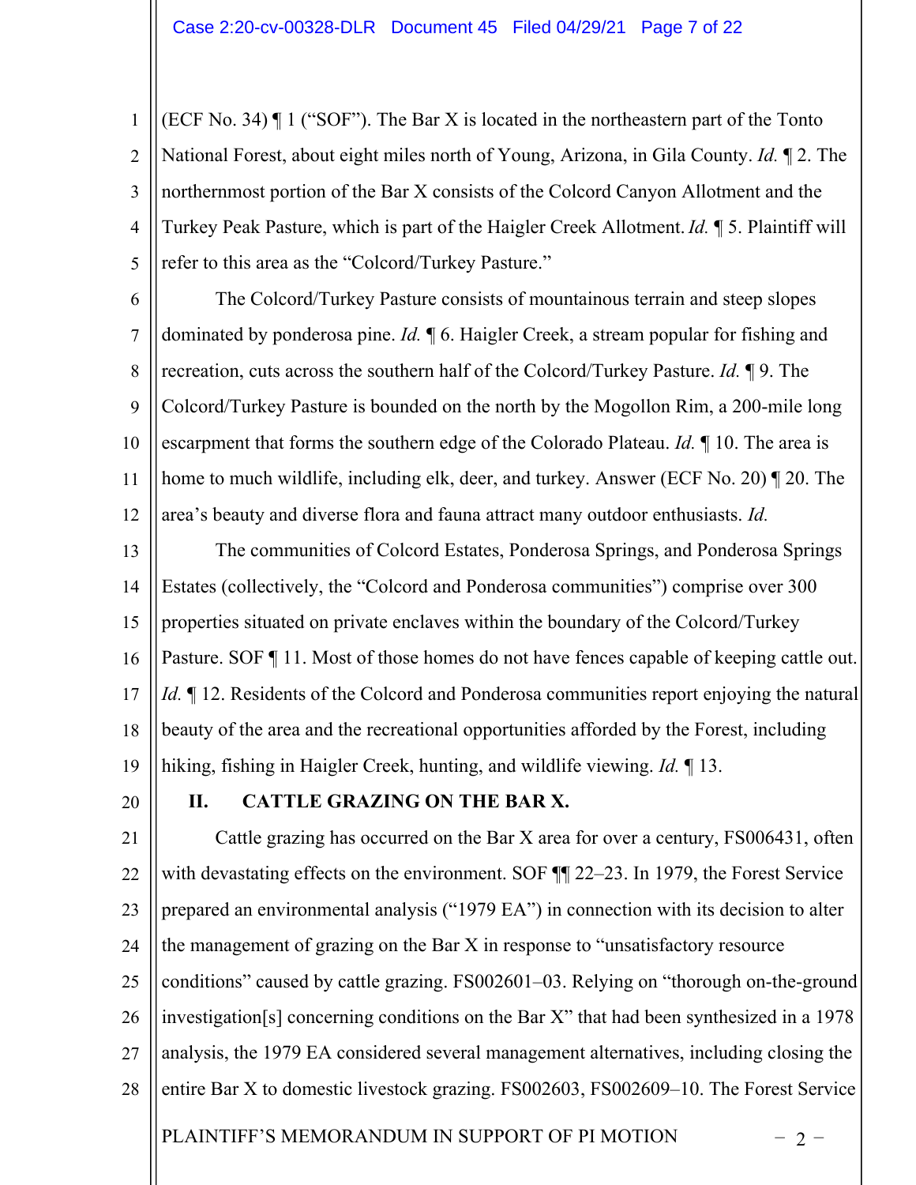(ECF No. 34) ¶ 1 ("SOF"). The Bar X is located in the northeastern part of the Tonto National Forest, about eight miles north of Young, Arizona, in Gila County. *Id.* ¶ 2. The northernmost portion of the Bar X consists of the Colcord Canyon Allotment and the Turkey Peak Pasture, which is part of the Haigler Creek Allotment. *Id.* ¶ 5. Plaintiff will refer to this area as the "Colcord/Turkey Pasture."

The Colcord/Turkey Pasture consists of mountainous terrain and steep slopes dominated by ponderosa pine. *Id.* ¶ 6. Haigler Creek, a stream popular for fishing and recreation, cuts across the southern half of the Colcord/Turkey Pasture. *Id.* ¶ 9. The Colcord/Turkey Pasture is bounded on the north by the Mogollon Rim, a 200-mile long escarpment that forms the southern edge of the Colorado Plateau. *Id.* ¶ 10. The area is home to much wildlife, including elk, deer, and turkey. Answer (ECF No. 20) ¶ 20. The area's beauty and diverse flora and fauna attract many outdoor enthusiasts. *Id.*

The communities of Colcord Estates, Ponderosa Springs, and Ponderosa Springs Estates (collectively, the "Colcord and Ponderosa communities") comprise over 300 properties situated on private enclaves within the boundary of the Colcord/Turkey Pasture. SOF ¶ 11. Most of those homes do not have fences capable of keeping cattle out. *Id.* ¶ 12. Residents of the Colcord and Ponderosa communities report enjoying the natural beauty of the area and the recreational opportunities afforded by the Forest, including hiking, fishing in Haigler Creek, hunting, and wildlife viewing. *Id.* ¶ 13.

## II. CATTLE GRAZING ON THE BAR X.

Cattle grazing has occurred on the Bar X area for over a century, FS006431, often with devastating effects on the environment. SOF ¶¶ 22–23. In 1979, the Forest Service prepared an environmental analysis ("1979 EA") in connection with its decision to alter the management of grazing on the Bar X in response to "unsatisfactory resource conditions" caused by cattle grazing. FS002601–03. Relying on "thorough on-the-ground investigation[s] concerning conditions on the Bar X" that had been synthesized in a 1978 analysis, the 1979 EA considered several management alternatives, including closing the entire Bar X to domestic livestock grazing. FS002603, FS002609–10. The Forest Service

PLAINTIFF'S MEMORANDUM IN SUPPORT OF PI MOTION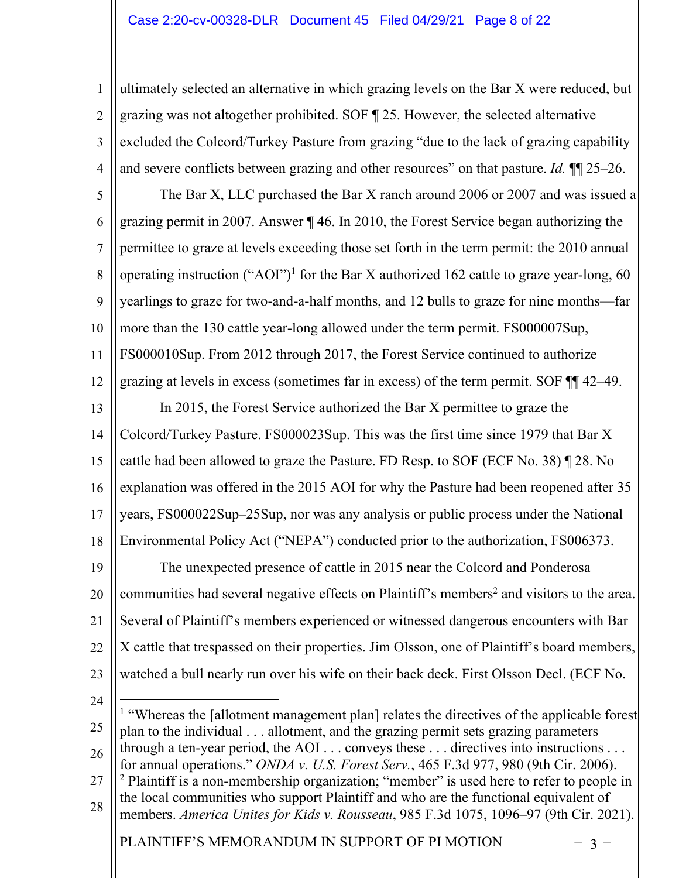ultimately selected an alternative in which grazing levels on the Bar X were reduced, but grazing was not altogether prohibited. SOF ¶ 25. However, the selected alternative excluded the Colcord/Turkey Pasture from grazing "due to the lack of grazing capability and severe conflicts between grazing and other resources" on that pasture. *Id.* ¶¶ 25–26.

The Bar X, LLC purchased the Bar X ranch around 2006 or 2007 and was issued a grazing permit in 2007. Answer ¶ 46. In 2010, the Forest Service began authorizing the permittee to graze at levels exceeding those set forth in the term permit: the 2010 annual operating instruction ("AOI")[1] for the Bar X authorized 162 cattle to graze year-long, 60 yearlings to graze for two-and-a-half months, and 12 bulls to graze for nine months—far more than the 130 cattle year-long allowed under the term permit. FS000007Sup, FS000010Sup. From 2012 through 2017, the Forest Service continued to authorize grazing at levels in excess (sometimes far in excess) of the term permit. SOF ¶¶ 42–49.

In 2015, the Forest Service authorized the Bar X permittee to graze the Colcord/Turkey Pasture. FS000023Sup. This was the first time since 1979 that Bar X cattle had been allowed to graze the Pasture. FD Resp. to SOF (ECF No. 38) ¶ 28. No explanation was offered in the 2015 AOI for why the Pasture had been reopened after 35 years, FS000022Sup–25Sup, nor was any analysis or public process under the National Environmental Policy Act ("NEPA") conducted prior to the authorization, FS006373.

The unexpected presence of cattle in 2015 near the Colcord and Ponderosa communities had several negative effects on Plaintiff's members[2] and visitors to the area. Several of Plaintiff's members experienced or witnessed dangerous encounters with Bar X cattle that trespassed on their properties. Jim Olsson, one of Plaintiff's board members, watched a bull nearly run over his wife on their back deck. First Olsson Decl. (ECF No.

---

[1] "Whereas the [allotment management plan] relates the directives of the applicable forest plan to the individual . . . allotment, and the grazing permit sets grazing parameters through a ten-year period, the AOI . . . conveys these . . . directives into instructions . . . for annual operations." *ONDA v. U.S. Forest Serv.*, 465 F.3d 977, 980 (9th Cir. 2006).

[2] Plaintiff is a non-membership organization; "member" is used here to refer to people in the local communities who support Plaintiff and who are the functional equivalent of members. *America Unites for Kids v. Rousseau*, 985 F.3d 1075, 1096–97 (9th Cir. 2021).

PLAINTIFF'S MEMORANDUM IN SUPPORT OF PI MOTION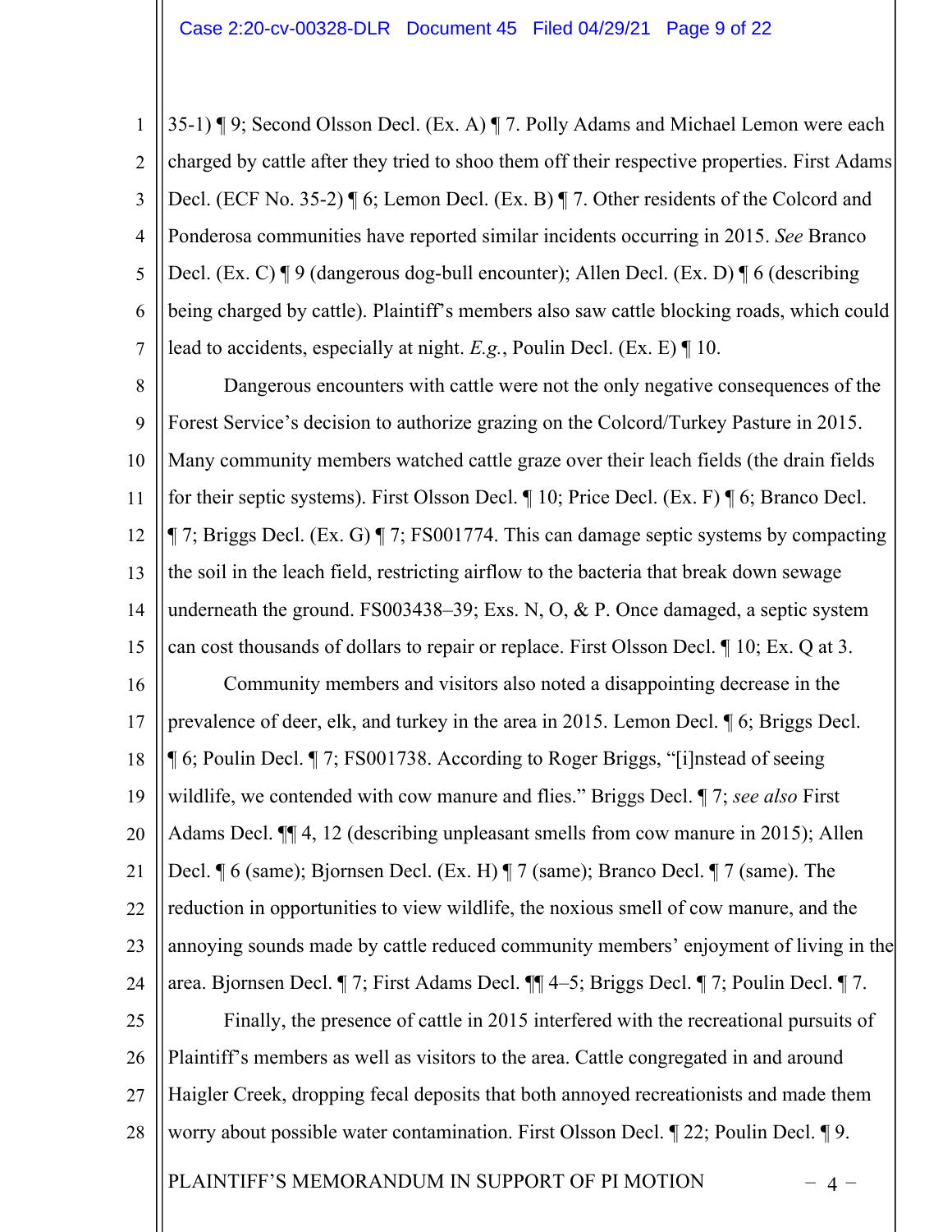35-1) ¶ 9; Second Olsson Decl. (Ex. A) ¶ 7. Polly Adams and Michael Lemon were each charged by cattle after they tried to shoo them off their respective properties. First Adams Decl. (ECF No. 35-2) ¶ 6; Lemon Decl. (Ex. B) ¶ 7. Other residents of the Colcord and Ponderosa communities have reported similar incidents occurring in 2015. *See* Branco Decl. (Ex. C) ¶ 9 (dangerous dog-bull encounter); Allen Decl. (Ex. D) ¶ 6 (describing being charged by cattle). Plaintiff's members also saw cattle blocking roads, which could lead to accidents, especially at night. *E.g.*, Poulin Decl. (Ex. E) ¶ 10.

Dangerous encounters with cattle were not the only negative consequences of the Forest Service's decision to authorize grazing on the Colcord/Turkey Pasture in 2015. Many community members watched cattle graze over their leach fields (the drain fields for their septic systems). First Olsson Decl. ¶ 10; Price Decl. (Ex. F) ¶ 6; Branco Decl. ¶ 7; Briggs Decl. (Ex. G) ¶ 7; FS001774. This can damage septic systems by compacting the soil in the leach field, restricting airflow to the bacteria that break down sewage underneath the ground. FS003438–39; Exs. N, O, & P. Once damaged, a septic system can cost thousands of dollars to repair or replace. First Olsson Decl. ¶ 10; Ex. Q at 3.

Community members and visitors also noted a disappointing decrease in the prevalence of deer, elk, and turkey in the area in 2015. Lemon Decl. ¶ 6; Briggs Decl. ¶ 6; Poulin Decl. ¶ 7; FS001738. According to Roger Briggs, "[i]nstead of seeing wildlife, we contended with cow manure and flies." Briggs Decl. ¶ 7; *see also* First Adams Decl. ¶¶ 4, 12 (describing unpleasant smells from cow manure in 2015); Allen Decl. ¶ 6 (same); Bjornsen Decl. (Ex. H) ¶ 7 (same); Branco Decl. ¶ 7 (same). The reduction in opportunities to view wildlife, the noxious smell of cow manure, and the annoying sounds made by cattle reduced community members' enjoyment of living in the area. Bjornsen Decl. ¶ 7; First Adams Decl. ¶¶ 4–5; Briggs Decl. ¶ 7; Poulin Decl. ¶ 7.

Finally, the presence of cattle in 2015 interfered with the recreational pursuits of Plaintiff's members as well as visitors to the area. Cattle congregated in and around Haigler Creek, dropping fecal deposits that both annoyed recreationists and made them worry about possible water contamination. First Olsson Decl. ¶ 22; Poulin Decl. ¶ 9.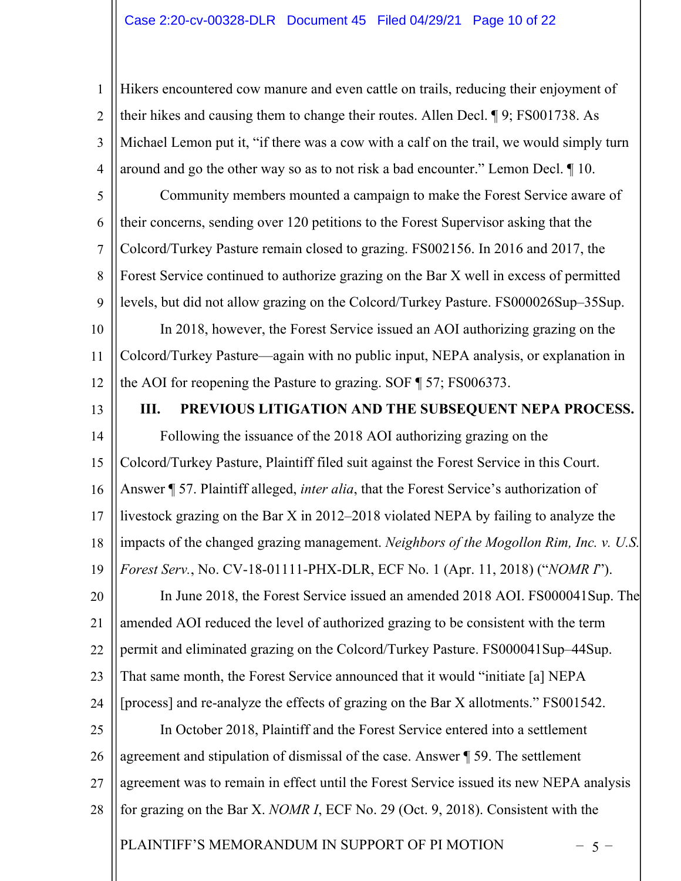Hikers encountered cow manure and even cattle on trails, reducing their enjoyment of their hikes and causing them to change their routes. Allen Decl. ¶ 9; FS001738. As Michael Lemon put it, "if there was a cow with a calf on the trail, we would simply turn around and go the other way so as to not risk a bad encounter." Lemon Decl. ¶ 10.

Community members mounted a campaign to make the Forest Service aware of their concerns, sending over 120 petitions to the Forest Supervisor asking that the Colcord/Turkey Pasture remain closed to grazing. FS002156. In 2016 and 2017, the Forest Service continued to authorize grazing on the Bar X well in excess of permitted levels, but did not allow grazing on the Colcord/Turkey Pasture. FS000026Sup–35Sup.

In 2018, however, the Forest Service issued an AOI authorizing grazing on the Colcord/Turkey Pasture—again with no public input, NEPA analysis, or explanation in the AOI for reopening the Pasture to grazing. SOF ¶ 57; FS006373.

## III. PREVIOUS LITIGATION AND THE SUBSEQUENT NEPA PROCESS.

Following the issuance of the 2018 AOI authorizing grazing on the Colcord/Turkey Pasture, Plaintiff filed suit against the Forest Service in this Court. Answer ¶ 57. Plaintiff alleged, *inter alia*, that the Forest Service's authorization of livestock grazing on the Bar X in 2012–2018 violated NEPA by failing to analyze the impacts of the changed grazing management. *Neighbors of the Mogollon Rim, Inc. v. U.S. Forest Serv.*, No. CV-18-01111-PHX-DLR, ECF No. 1 (Apr. 11, 2018) ("*NOMR I*").

In June 2018, the Forest Service issued an amended 2018 AOI. FS000041Sup. The amended AOI reduced the level of authorized grazing to be consistent with the term permit and eliminated grazing on the Colcord/Turkey Pasture. FS000041Sup–44Sup. That same month, the Forest Service announced that it would "initiate [a] NEPA [process] and re-analyze the effects of grazing on the Bar X allotments." FS001542.

In October 2018, Plaintiff and the Forest Service entered into a settlement agreement and stipulation of dismissal of the case. Answer ¶ 59. The settlement agreement was to remain in effect until the Forest Service issued its new NEPA analysis for grazing on the Bar X. *NOMR I*, ECF No. 29 (Oct. 9, 2018). Consistent with the

PLAINTIFF'S MEMORANDUM IN SUPPORT OF PI MOTION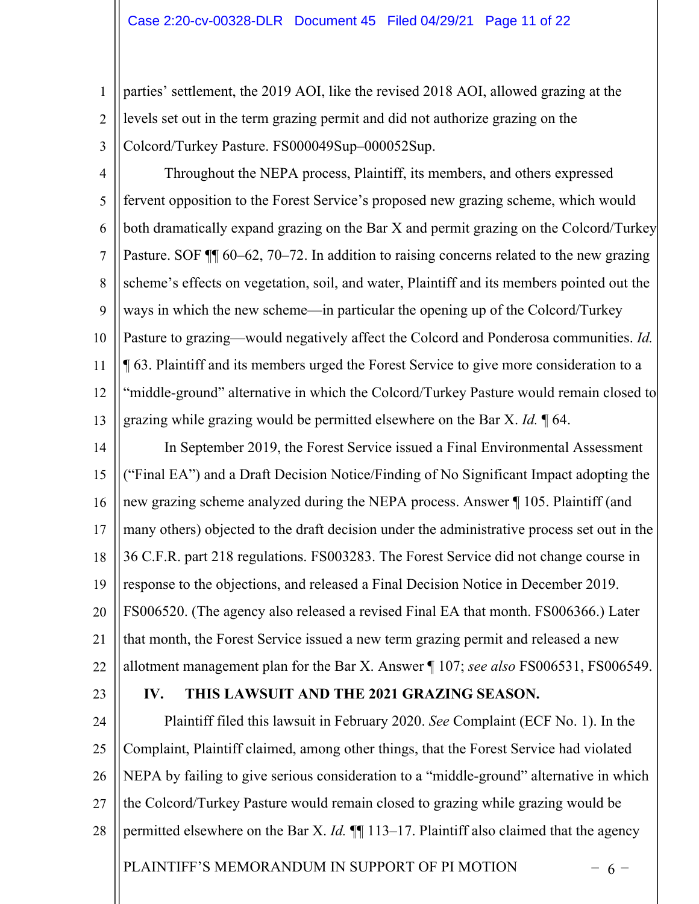parties' settlement, the 2019 AOI, like the revised 2018 AOI, allowed grazing at the levels set out in the term grazing permit and did not authorize grazing on the Colcord/Turkey Pasture. FS000049Sup–000052Sup.

Throughout the NEPA process, Plaintiff, its members, and others expressed fervent opposition to the Forest Service's proposed new grazing scheme, which would both dramatically expand grazing on the Bar X and permit grazing on the Colcord/Turkey Pasture. SOF ¶¶ 60–62, 70–72. In addition to raising concerns related to the new grazing scheme's effects on vegetation, soil, and water, Plaintiff and its members pointed out the ways in which the new scheme—in particular the opening up of the Colcord/Turkey Pasture to grazing—would negatively affect the Colcord and Ponderosa communities. *Id.* ¶ 63. Plaintiff and its members urged the Forest Service to give more consideration to a "middle-ground" alternative in which the Colcord/Turkey Pasture would remain closed to grazing while grazing would be permitted elsewhere on the Bar X. *Id.* ¶ 64.

In September 2019, the Forest Service issued a Final Environmental Assessment ("Final EA") and a Draft Decision Notice/Finding of No Significant Impact adopting the new grazing scheme analyzed during the NEPA process. Answer ¶ 105. Plaintiff (and many others) objected to the draft decision under the administrative process set out in the 36 C.F.R. part 218 regulations. FS003283. The Forest Service did not change course in response to the objections, and released a Final Decision Notice in December 2019. FS006520. (The agency also released a revised Final EA that month. FS006366.) Later that month, the Forest Service issued a new term grazing permit and released a new allotment management plan for the Bar X. Answer ¶ 107; *see also* FS006531, FS006549.

## IV. THIS LAWSUIT AND THE 2021 GRAZING SEASON.

Plaintiff filed this lawsuit in February 2020. *See* Complaint (ECF No. 1). In the Complaint, Plaintiff claimed, among other things, that the Forest Service had violated NEPA by failing to give serious consideration to a "middle-ground" alternative in which the Colcord/Turkey Pasture would remain closed to grazing while grazing would be permitted elsewhere on the Bar X. *Id.* ¶¶ 113–17. Plaintiff also claimed that the agency

PLAINTIFF'S MEMORANDUM IN SUPPORT OF PI MOTION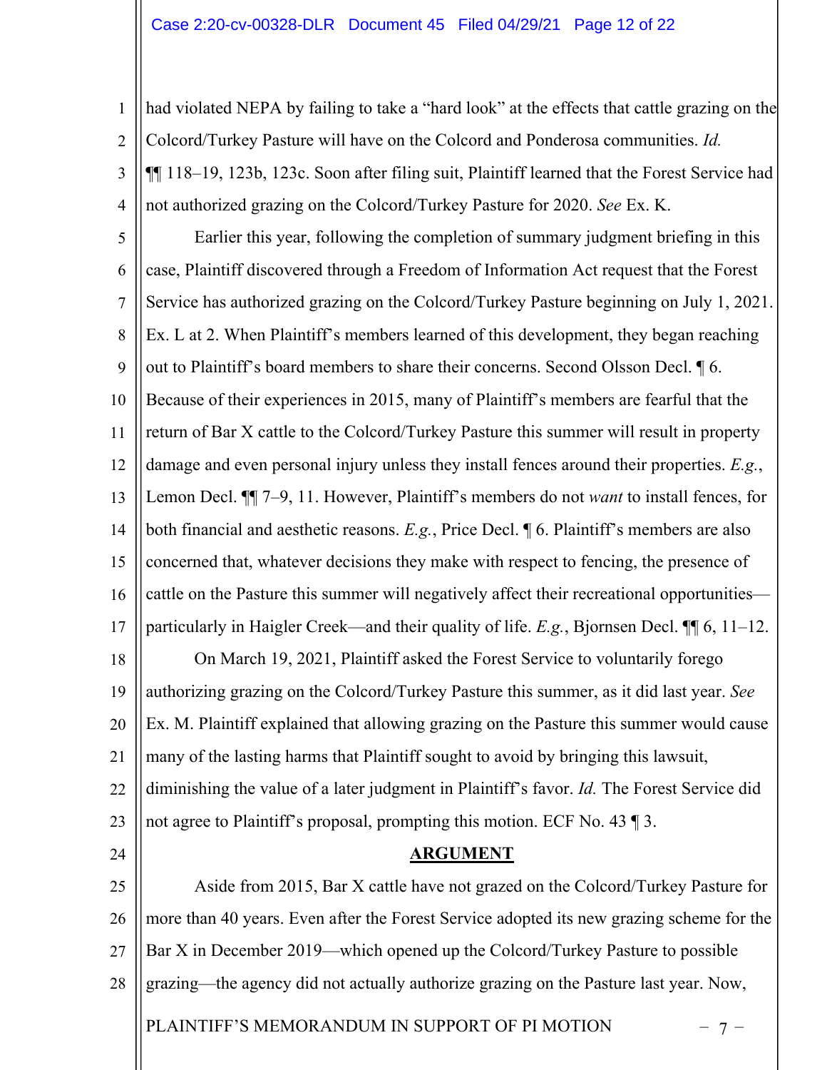had violated NEPA by failing to take a "hard look" at the effects that cattle grazing on the Colcord/Turkey Pasture will have on the Colcord and Ponderosa communities. *Id.* ¶¶ 118–19, 123b, 123c. Soon after filing suit, Plaintiff learned that the Forest Service had not authorized grazing on the Colcord/Turkey Pasture for 2020. *See* Ex. K.

Earlier this year, following the completion of summary judgment briefing in this case, Plaintiff discovered through a Freedom of Information Act request that the Forest Service has authorized grazing on the Colcord/Turkey Pasture beginning on July 1, 2021. Ex. L at 2. When Plaintiff's members learned of this development, they began reaching out to Plaintiff's board members to share their concerns. Second Olsson Decl. ¶ 6. Because of their experiences in 2015, many of Plaintiff's members are fearful that the return of Bar X cattle to the Colcord/Turkey Pasture this summer will result in property damage and even personal injury unless they install fences around their properties. *E.g.*, Lemon Decl. ¶¶ 7–9, 11. However, Plaintiff's members do not *want* to install fences, for both financial and aesthetic reasons. *E.g.*, Price Decl. ¶ 6. Plaintiff's members are also concerned that, whatever decisions they make with respect to fencing, the presence of cattle on the Pasture this summer will negatively affect their recreational opportunities—particularly in Haigler Creek—and their quality of life. *E.g.*, Bjornsen Decl. ¶¶ 6, 11–12.

On March 19, 2021, Plaintiff asked the Forest Service to voluntarily forego authorizing grazing on the Colcord/Turkey Pasture this summer, as it did last year. *See* Ex. M. Plaintiff explained that allowing grazing on the Pasture this summer would cause many of the lasting harms that Plaintiff sought to avoid by bringing this lawsuit, diminishing the value of a later judgment in Plaintiff's favor. *Id.* The Forest Service did not agree to Plaintiff's proposal, prompting this motion. ECF No. 43 ¶ 3.

## ARGUMENT

Aside from 2015, Bar X cattle have not grazed on the Colcord/Turkey Pasture for more than 40 years. Even after the Forest Service adopted its new grazing scheme for the Bar X in December 2019—which opened up the Colcord/Turkey Pasture to possible grazing—the agency did not actually authorize grazing on the Pasture last year. Now,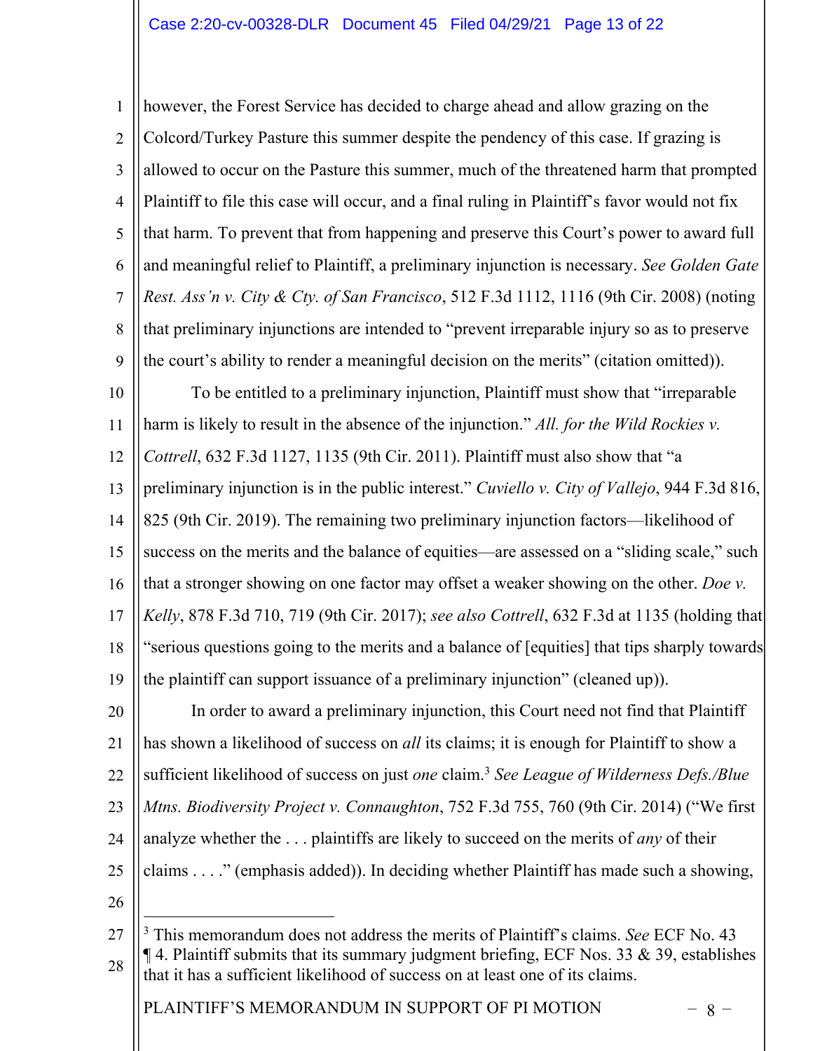however, the Forest Service has decided to charge ahead and allow grazing on the Colcord/Turkey Pasture this summer despite the pendency of this case. If grazing is allowed to occur on the Pasture this summer, much of the threatened harm that prompted Plaintiff to file this case will occur, and a final ruling in Plaintiff's favor would not fix that harm. To prevent that from happening and preserve this Court's power to award full and meaningful relief to Plaintiff, a preliminary injunction is necessary. *See Golden Gate Rest. Ass'n v. City & Cty. of San Francisco*, 512 F.3d 1112, 1116 (9th Cir. 2008) (noting that preliminary injunctions are intended to "prevent irreparable injury so as to preserve the court's ability to render a meaningful decision on the merits" (citation omitted)).

To be entitled to a preliminary injunction, Plaintiff must show that "irreparable harm is likely to result in the absence of the injunction." *All. for the Wild Rockies v. Cottrell*, 632 F.3d 1127, 1135 (9th Cir. 2011). Plaintiff must also show that "a preliminary injunction is in the public interest." *Cuviello v. City of Vallejo*, 944 F.3d 816, 825 (9th Cir. 2019). The remaining two preliminary injunction factors—likelihood of success on the merits and the balance of equities—are assessed on a "sliding scale," such that a stronger showing on one factor may offset a weaker showing on the other. *Doe v. Kelly*, 878 F.3d 710, 719 (9th Cir. 2017); *see also Cottrell*, 632 F.3d at 1135 (holding that "serious questions going to the merits and a balance of [equities] that tips sharply towards the plaintiff can support issuance of a preliminary injunction" (cleaned up)).

In order to award a preliminary injunction, this Court need not find that Plaintiff has shown a likelihood of success on *all* its claims; it is enough for Plaintiff to show a sufficient likelihood of success on just *one* claim.[3] *See League of Wilderness Defs./Blue Mtns. Biodiversity Project v. Connaughton*, 752 F.3d 755, 760 (9th Cir. 2014) ("We first analyze whether the . . . plaintiffs are likely to succeed on the merits of *any* of their claims . . . ." (emphasis added)). In deciding whether Plaintiff has made such a showing,

---

[3] This memorandum does not address the merits of Plaintiff's claims. *See* ECF No. 43 ¶ 4. Plaintiff submits that its summary judgment briefing, ECF Nos. 33 & 39, establishes that it has a sufficient likelihood of success on at least one of its claims.

PLAINTIFF'S MEMORANDUM IN SUPPORT OF PI MOTION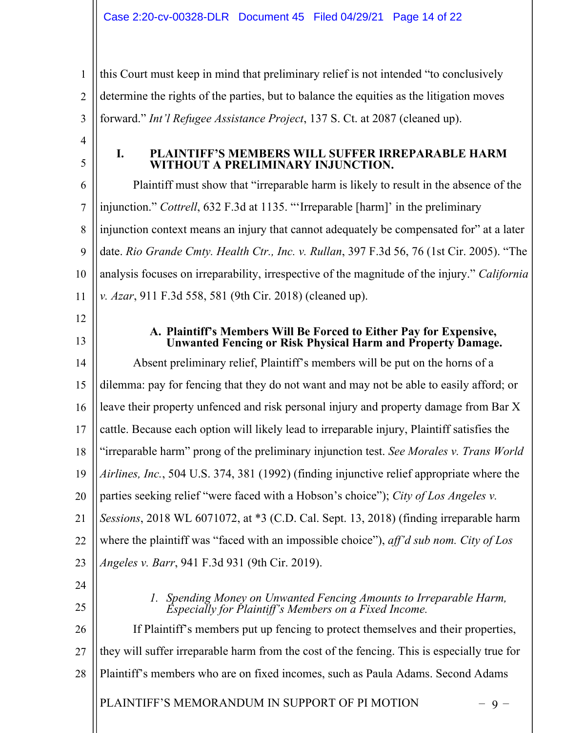this Court must keep in mind that preliminary relief is not intended "to conclusively determine the rights of the parties, but to balance the equities as the litigation moves forward." *Int'l Refugee Assistance Project*, 137 S. Ct. at 2087 (cleaned up).

## I. PLAINTIFF'S MEMBERS WILL SUFFER IRREPARABLE HARM WITHOUT A PRELIMINARY INJUNCTION.

Plaintiff must show that "irreparable harm is likely to result in the absence of the injunction." *Cottrell*, 632 F.3d at 1135. "'Irreparable [harm]' in the preliminary injunction context means an injury that cannot adequately be compensated for" at a later date. *Rio Grande Cmty. Health Ctr., Inc. v. Rullan*, 397 F.3d 56, 76 (1st Cir. 2005). "The analysis focuses on irreparability, irrespective of the magnitude of the injury." *California v. Azar*, 911 F.3d 558, 581 (9th Cir. 2018) (cleaned up).

### A. Plaintiff's Members Will Be Forced to Either Pay for Expensive, Unwanted Fencing or Risk Physical Harm and Property Damage.

Absent preliminary relief, Plaintiff's members will be put on the horns of a dilemma: pay for fencing that they do not want and may not be able to easily afford; or leave their property unfenced and risk personal injury and property damage from Bar X cattle. Because each option will likely lead to irreparable injury, Plaintiff satisfies the "irreparable harm" prong of the preliminary injunction test. *See Morales v. Trans World Airlines, Inc.*, 504 U.S. 374, 381 (1992) (finding injunctive relief appropriate where the parties seeking relief "were faced with a Hobson's choice"); *City of Los Angeles v. Sessions*, 2018 WL 6071072, at *3 (C.D. Cal. Sept. 13, 2018) (finding irreparable harm where the plaintiff was "faced with an impossible choice"), *aff'd sub nom. City of Los Angeles v. Barr*, 941 F.3d 931 (9th Cir. 2019).

#### *1. Spending Money on Unwanted Fencing Amounts to Irreparable Harm, Especially for Plaintiff's Members on a Fixed Income.*

If Plaintiff's members put up fencing to protect themselves and their properties, they will suffer irreparable harm from the cost of the fencing. This is especially true for Plaintiff's members who are on fixed incomes, such as Paula Adams. Second Adams

PLAINTIFF'S MEMORANDUM IN SUPPORT OF PI MOTION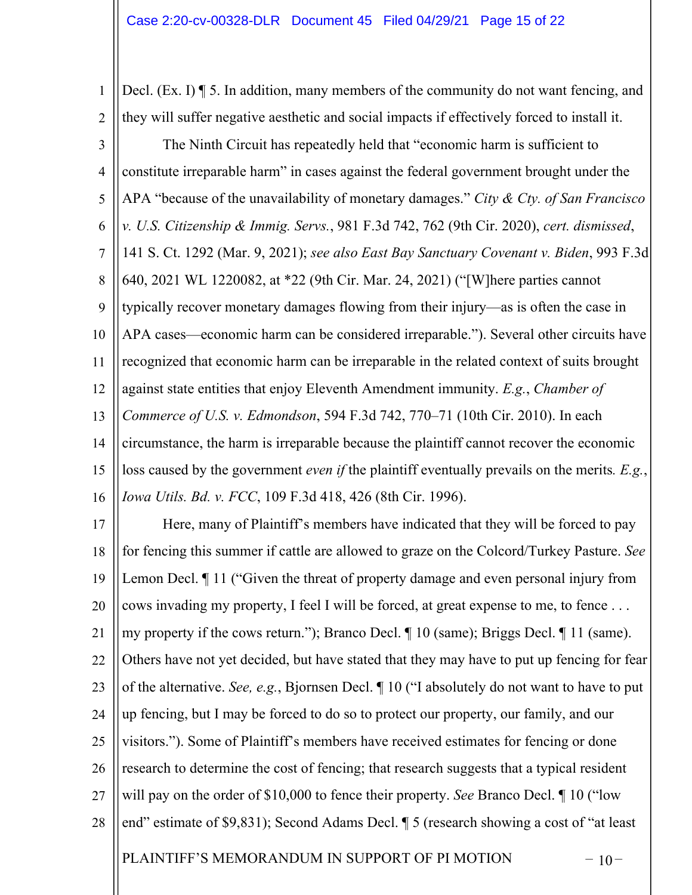Decl. (Ex. I) ¶ 5. In addition, many members of the community do not want fencing, and they will suffer negative aesthetic and social impacts if effectively forced to install it.

The Ninth Circuit has repeatedly held that "economic harm is sufficient to constitute irreparable harm" in cases against the federal government brought under the APA "because of the unavailability of monetary damages." *City & Cty. of San Francisco v. U.S. Citizenship & Immig. Servs.*, 981 F.3d 742, 762 (9th Cir. 2020), *cert. dismissed*, 141 S. Ct. 1292 (Mar. 9, 2021); *see also East Bay Sanctuary Covenant v. Biden*, 993 F.3d 640, 2021 WL 1220082, at *22 (9th Cir. Mar. 24, 2021) ("[W]here parties cannot typically recover monetary damages flowing from their injury—as is often the case in APA cases—economic harm can be considered irreparable."). Several other circuits have recognized that economic harm can be irreparable in the related context of suits brought against state entities that enjoy Eleventh Amendment immunity. *E.g.*, *Chamber of Commerce of U.S. v. Edmondson*, 594 F.3d 742, 770–71 (10th Cir. 2010). In each circumstance, the harm is irreparable because the plaintiff cannot recover the economic loss caused by the government *even if* the plaintiff eventually prevails on the merits. *E.g.*, *Iowa Utils. Bd. v. FCC*, 109 F.3d 418, 426 (8th Cir. 1996).

Here, many of Plaintiff's members have indicated that they will be forced to pay for fencing this summer if cattle are allowed to graze on the Colcord/Turkey Pasture. *See* Lemon Decl. ¶ 11 ("Given the threat of property damage and even personal injury from cows invading my property, I feel I will be forced, at great expense to me, to fence . . . my property if the cows return."); Branco Decl. ¶ 10 (same); Briggs Decl. ¶ 11 (same). Others have not yet decided, but have stated that they may have to put up fencing for fear of the alternative. *See, e.g.*, Bjornsen Decl. ¶ 10 ("I absolutely do not want to have to put up fencing, but I may be forced to do so to protect our property, our family, and our visitors."). Some of Plaintiff's members have received estimates for fencing or done research to determine the cost of fencing; that research suggests that a typical resident will pay on the order of $10,000 to fence their property. *See* Branco Decl. ¶ 10 ("low end" estimate of $9,831); Second Adams Decl. ¶ 5 (research showing a cost of "at least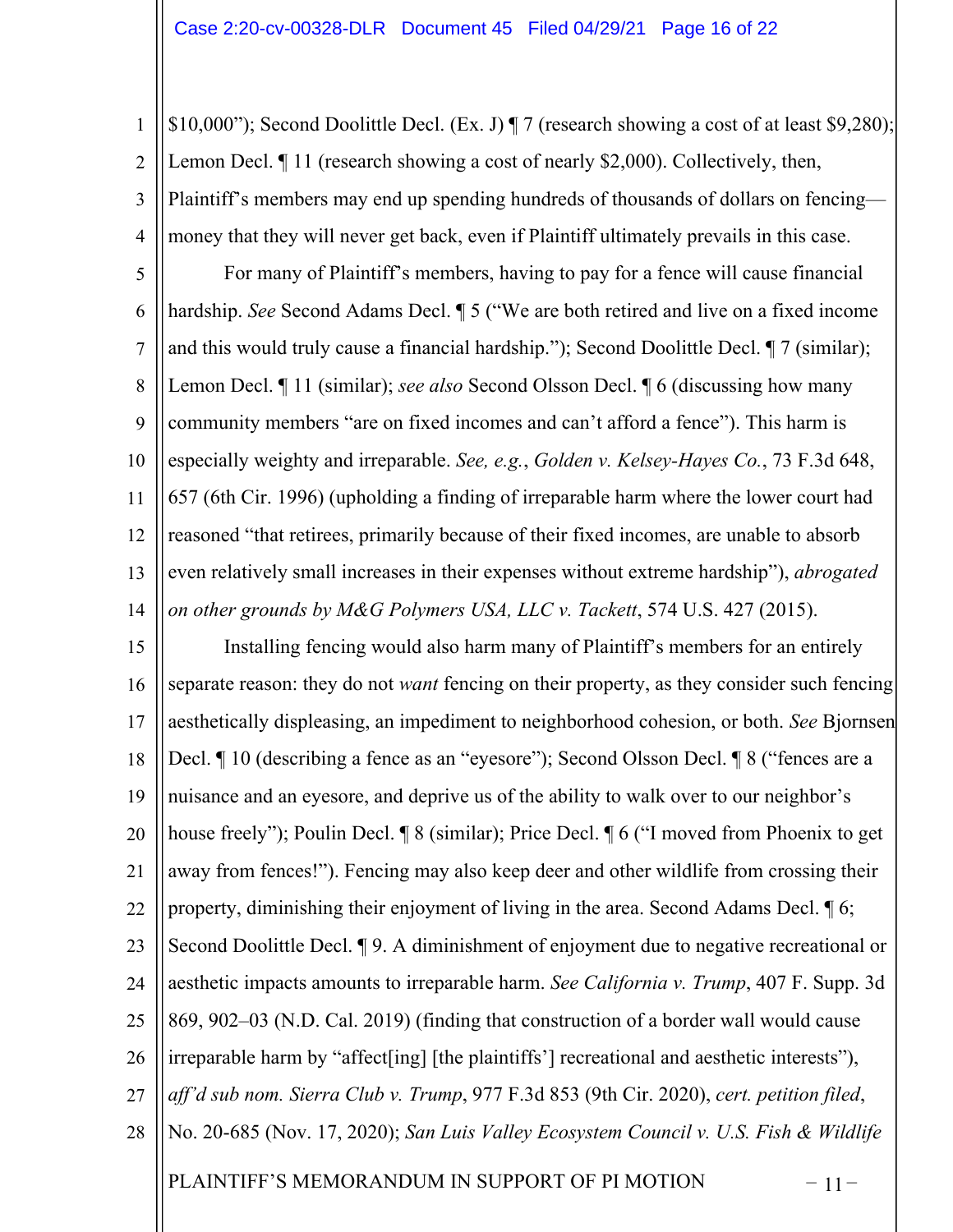$10,000"); Second Doolittle Decl. (Ex. J) ¶ 7 (research showing a cost of at least $9,280); Lemon Decl. ¶ 11 (research showing a cost of nearly $2,000). Collectively, then, Plaintiff's members may end up spending hundreds of thousands of dollars on fencing—money that they will never get back, even if Plaintiff ultimately prevails in this case.

For many of Plaintiff's members, having to pay for a fence will cause financial hardship. *See* Second Adams Decl. ¶ 5 ("We are both retired and live on a fixed income and this would truly cause a financial hardship."); Second Doolittle Decl. ¶ 7 (similar); Lemon Decl. ¶ 11 (similar); *see also* Second Olsson Decl. ¶ 6 (discussing how many community members "are on fixed incomes and can't afford a fence"). This harm is especially weighty and irreparable. *See, e.g.*, *Golden v. Kelsey-Hayes Co.*, 73 F.3d 648, 657 (6th Cir. 1996) (upholding a finding of irreparable harm where the lower court had reasoned "that retirees, primarily because of their fixed incomes, are unable to absorb even relatively small increases in their expenses without extreme hardship"), *abrogated on other grounds by M&G Polymers USA, LLC v. Tackett*, 574 U.S. 427 (2015).

Installing fencing would also harm many of Plaintiff's members for an entirely separate reason: they do not *want* fencing on their property, as they consider such fencing aesthetically displeasing, an impediment to neighborhood cohesion, or both. *See* Bjornsen Decl. ¶ 10 (describing a fence as an "eyesore"); Second Olsson Decl. ¶ 8 ("fences are a nuisance and an eyesore, and deprive us of the ability to walk over to our neighbor's house freely"); Poulin Decl. ¶ 8 (similar); Price Decl. ¶ 6 ("I moved from Phoenix to get away from fences!"). Fencing may also keep deer and other wildlife from crossing their property, diminishing their enjoyment of living in the area. Second Adams Decl. ¶ 6; Second Doolittle Decl. ¶ 9. A diminishment of enjoyment due to negative recreational or aesthetic impacts amounts to irreparable harm. *See California v. Trump*, 407 F. Supp. 3d 869, 902–03 (N.D. Cal. 2019) (finding that construction of a border wall would cause irreparable harm by "affect[ing] [the plaintiffs'] recreational and aesthetic interests"), *aff'd sub nom. Sierra Club v. Trump*, 977 F.3d 853 (9th Cir. 2020), *cert. petition filed*, No. 20-685 (Nov. 17, 2020); *San Luis Valley Ecosystem Council v. U.S. Fish & Wildlife*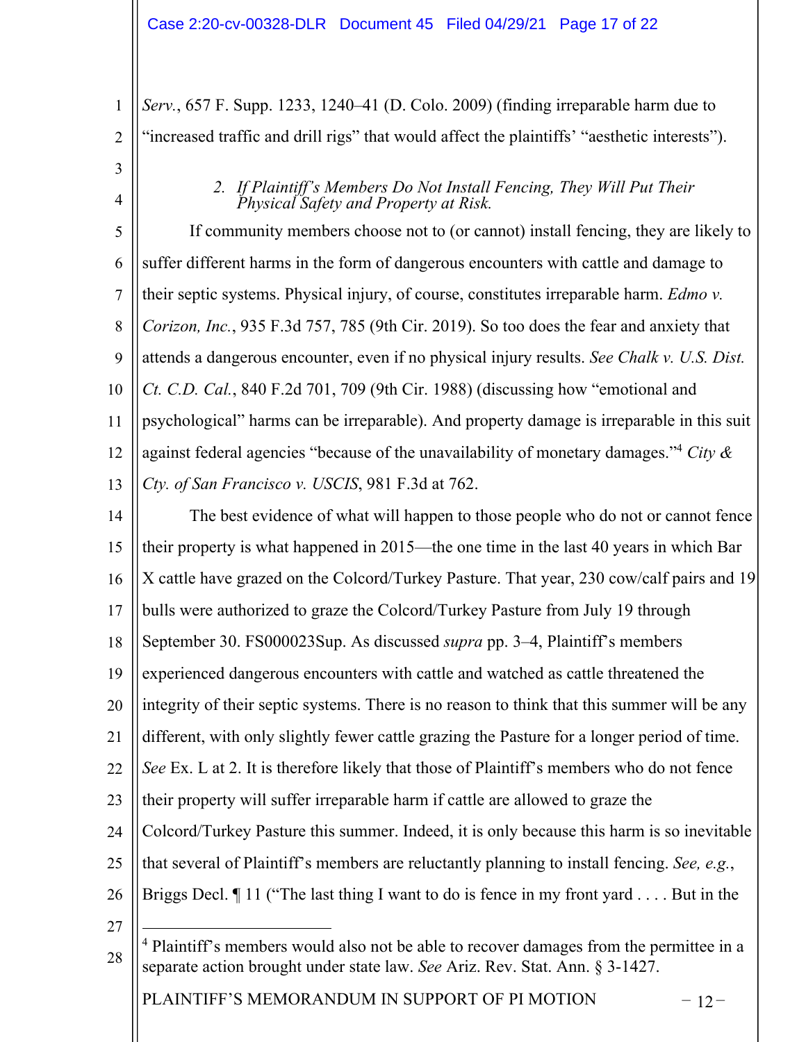*Serv.*, 657 F. Supp. 1233, 1240–41 (D. Colo. 2009) (finding irreparable harm due to "increased traffic and drill rigs" that would affect the plaintiffs' "aesthetic interests").

### 2. *If Plaintiff's Members Do Not Install Fencing, They Will Put Their Physical Safety and Property at Risk.*

If community members choose not to (or cannot) install fencing, they are likely to suffer different harms in the form of dangerous encounters with cattle and damage to their septic systems. Physical injury, of course, constitutes irreparable harm. *Edmo v. Corizon, Inc.*, 935 F.3d 757, 785 (9th Cir. 2019). So too does the fear and anxiety that attends a dangerous encounter, even if no physical injury results. *See Chalk v. U.S. Dist. Ct. C.D. Cal.*, 840 F.2d 701, 709 (9th Cir. 1988) (discussing how "emotional and psychological" harms can be irreparable). And property damage is irreparable in this suit against federal agencies "because of the unavailability of monetary damages."[4] *City & Cty. of San Francisco v. USCIS*, 981 F.3d at 762.

The best evidence of what will happen to those people who do not or cannot fence their property is what happened in 2015—the one time in the last 40 years in which Bar X cattle have grazed on the Colcord/Turkey Pasture. That year, 230 cow/calf pairs and 19 bulls were authorized to graze the Colcord/Turkey Pasture from July 19 through September 30. FS000023Sup. As discussed *supra* pp. 3–4, Plaintiff's members experienced dangerous encounters with cattle and watched as cattle threatened the integrity of their septic systems. There is no reason to think that this summer will be any different, with only slightly fewer cattle grazing the Pasture for a longer period of time. *See* Ex. L at 2. It is therefore likely that those of Plaintiff's members who do not fence their property will suffer irreparable harm if cattle are allowed to graze the Colcord/Turkey Pasture this summer. Indeed, it is only because this harm is so inevitable that several of Plaintiff's members are reluctantly planning to install fencing. *See, e.g.*, Briggs Decl. ¶ 11 ("The last thing I want to do is fence in my front yard . . . . But in the

---

[4] Plaintiff's members would also not be able to recover damages from the permittee in a separate action brought under state law. *See* Ariz. Rev. Stat. Ann. § 3-1427.

PLAINTIFF'S MEMORANDUM IN SUPPORT OF PI MOTION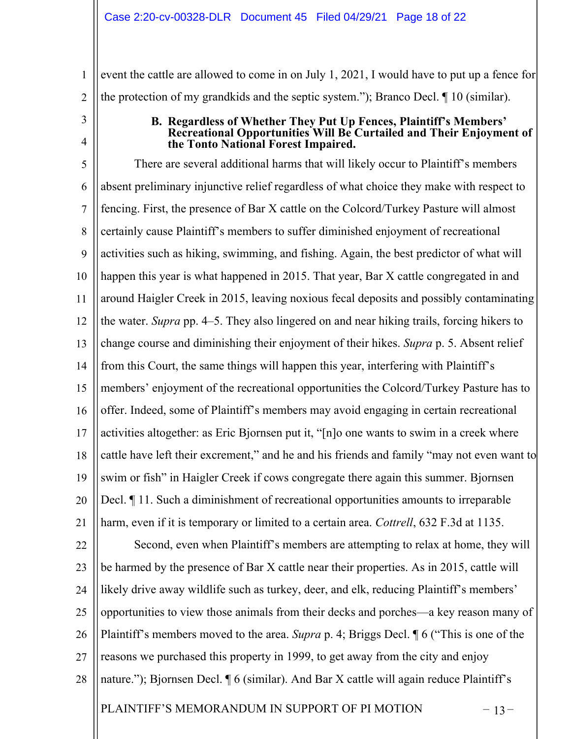event the cattle are allowed to come in on July 1, 2021, I would have to put up a fence for the protection of my grandkids and the septic system."); Branco Decl. ¶ 10 (similar).

### B. Regardless of Whether They Put Up Fences, Plaintiff's Members' Recreational Opportunities Will Be Curtailed and Their Enjoyment of the Tonto National Forest Impaired.

There are several additional harms that will likely occur to Plaintiff's members absent preliminary injunctive relief regardless of what choice they make with respect to fencing. First, the presence of Bar X cattle on the Colcord/Turkey Pasture will almost certainly cause Plaintiff's members to suffer diminished enjoyment of recreational activities such as hiking, swimming, and fishing. Again, the best predictor of what will happen this year is what happened in 2015. That year, Bar X cattle congregated in and around Haigler Creek in 2015, leaving noxious fecal deposits and possibly contaminating the water. *Supra* pp. 4–5. They also lingered on and near hiking trails, forcing hikers to change course and diminishing their enjoyment of their hikes. *Supra* p. 5. Absent relief from this Court, the same things will happen this year, interfering with Plaintiff's members' enjoyment of the recreational opportunities the Colcord/Turkey Pasture has to offer. Indeed, some of Plaintiff's members may avoid engaging in certain recreational activities altogether: as Eric Bjornsen put it, "[n]o one wants to swim in a creek where cattle have left their excrement," and he and his friends and family "may not even want to swim or fish" in Haigler Creek if cows congregate there again this summer. Bjornsen Decl. ¶ 11. Such a diminishment of recreational opportunities amounts to irreparable harm, even if it is temporary or limited to a certain area. *Cottrell*, 632 F.3d at 1135.

Second, even when Plaintiff's members are attempting to relax at home, they will be harmed by the presence of Bar X cattle near their properties. As in 2015, cattle will likely drive away wildlife such as turkey, deer, and elk, reducing Plaintiff's members' opportunities to view those animals from their decks and porches—a key reason many of Plaintiff's members moved to the area. *Supra* p. 4; Briggs Decl. ¶ 6 ("This is one of the reasons we purchased this property in 1999, to get away from the city and enjoy nature."); Bjornsen Decl. ¶ 6 (similar). And Bar X cattle will again reduce Plaintiff's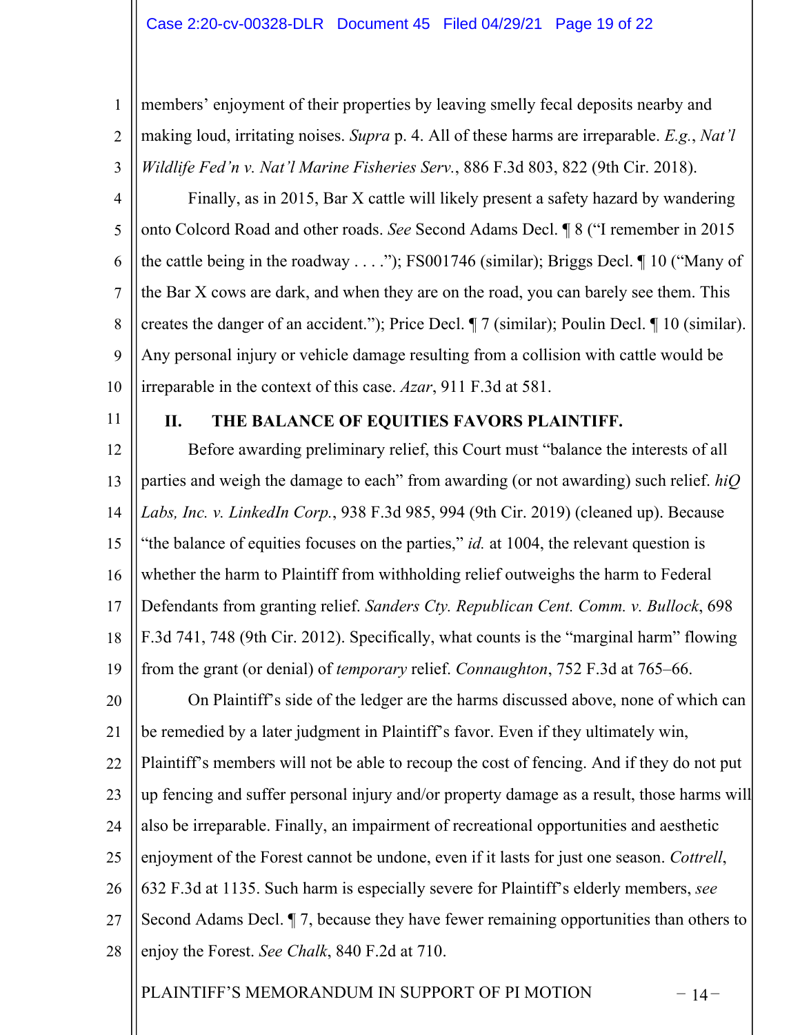members' enjoyment of their properties by leaving smelly fecal deposits nearby and making loud, irritating noises. *Supra* p. 4. All of these harms are irreparable. *E.g.*, *Nat'l Wildlife Fed'n v. Nat'l Marine Fisheries Serv.*, 886 F.3d 803, 822 (9th Cir. 2018).

Finally, as in 2015, Bar X cattle will likely present a safety hazard by wandering onto Colcord Road and other roads. *See* Second Adams Decl. ¶ 8 ("I remember in 2015 the cattle being in the roadway . . . ."); FS001746 (similar); Briggs Decl. ¶ 10 ("Many of the Bar X cows are dark, and when they are on the road, you can barely see them. This creates the danger of an accident."); Price Decl. ¶ 7 (similar); Poulin Decl. ¶ 10 (similar). Any personal injury or vehicle damage resulting from a collision with cattle would be irreparable in the context of this case. *Azar*, 911 F.3d at 581.

## II. THE BALANCE OF EQUITIES FAVORS PLAINTIFF.

Before awarding preliminary relief, this Court must "balance the interests of all parties and weigh the damage to each" from awarding (or not awarding) such relief. *hiQ Labs, Inc. v. LinkedIn Corp.*, 938 F.3d 985, 994 (9th Cir. 2019) (cleaned up). Because "the balance of equities focuses on the parties," *id.* at 1004, the relevant question is whether the harm to Plaintiff from withholding relief outweighs the harm to Federal Defendants from granting relief. *Sanders Cty. Republican Cent. Comm. v. Bullock*, 698 F.3d 741, 748 (9th Cir. 2012). Specifically, what counts is the "marginal harm" flowing from the grant (or denial) of *temporary* relief. *Connaughton*, 752 F.3d at 765–66.

On Plaintiff's side of the ledger are the harms discussed above, none of which can be remedied by a later judgment in Plaintiff's favor. Even if they ultimately win, Plaintiff's members will not be able to recoup the cost of fencing. And if they do not put up fencing and suffer personal injury and/or property damage as a result, those harms will also be irreparable. Finally, an impairment of recreational opportunities and aesthetic enjoyment of the Forest cannot be undone, even if it lasts for just one season. *Cottrell*, 632 F.3d at 1135. Such harm is especially severe for Plaintiff's elderly members, *see* Second Adams Decl. ¶ 7, because they have fewer remaining opportunities than others to enjoy the Forest. *See Chalk*, 840 F.2d at 710.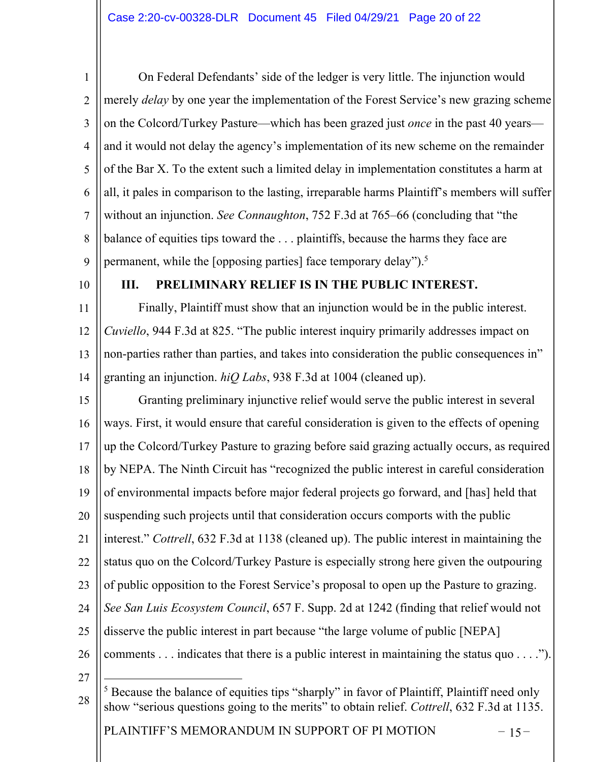On Federal Defendants' side of the ledger is very little. The injunction would merely *delay* by one year the implementation of the Forest Service's new grazing scheme on the Colcord/Turkey Pasture—which has been grazed just *once* in the past 40 years—and it would not delay the agency's implementation of its new scheme on the remainder of the Bar X. To the extent such a limited delay in implementation constitutes a harm at all, it pales in comparison to the lasting, irreparable harms Plaintiff's members will suffer without an injunction. *See Connaughton*, 752 F.3d at 765–66 (concluding that "the balance of equities tips toward the . . . plaintiffs, because the harms they face are permanent, while the [opposing parties] face temporary delay").[5]

## III. PRELIMINARY RELIEF IS IN THE PUBLIC INTEREST.

Finally, Plaintiff must show that an injunction would be in the public interest. *Cuviello*, 944 F.3d at 825. "The public interest inquiry primarily addresses impact on non-parties rather than parties, and takes into consideration the public consequences in" granting an injunction. *hiQ Labs*, 938 F.3d at 1004 (cleaned up).

Granting preliminary injunctive relief would serve the public interest in several ways. First, it would ensure that careful consideration is given to the effects of opening up the Colcord/Turkey Pasture to grazing before said grazing actually occurs, as required by NEPA. The Ninth Circuit has "recognized the public interest in careful consideration of environmental impacts before major federal projects go forward, and [has] held that suspending such projects until that consideration occurs comports with the public interest." *Cottrell*, 632 F.3d at 1138 (cleaned up). The public interest in maintaining the status quo on the Colcord/Turkey Pasture is especially strong here given the outpouring of public opposition to the Forest Service's proposal to open up the Pasture to grazing. *See San Luis Ecosystem Council*, 657 F. Supp. 2d at 1242 (finding that relief would not disserve the public interest in part because "the large volume of public [NEPA] comments . . . indicates that there is a public interest in maintaining the status quo . . . .").

---

[5] Because the balance of equities tips "sharply" in favor of Plaintiff, Plaintiff need only show "serious questions going to the merits" to obtain relief. *Cottrell*, 632 F.3d at 1135.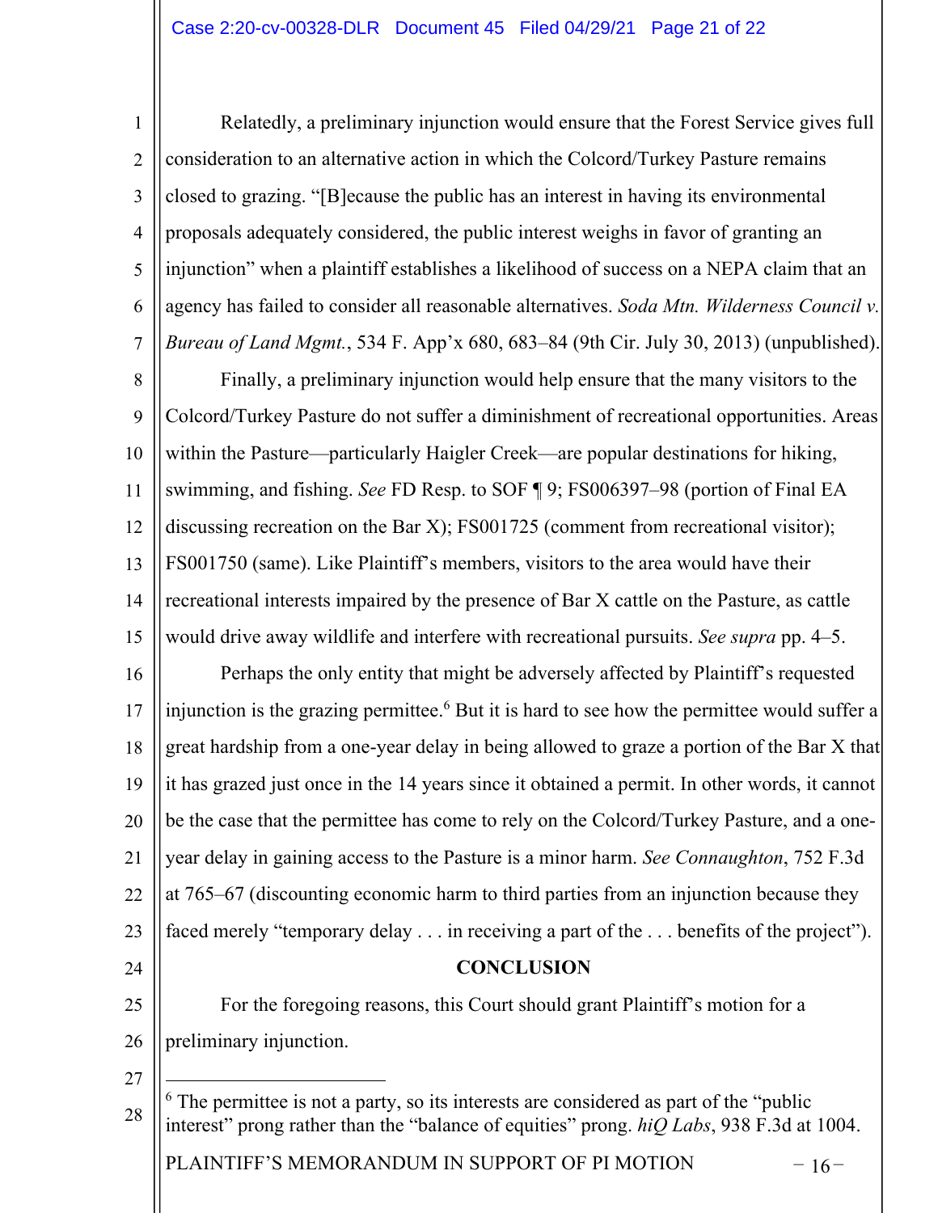Relatedly, a preliminary injunction would ensure that the Forest Service gives full consideration to an alternative action in which the Colcord/Turkey Pasture remains closed to grazing. "[B]ecause the public has an interest in having its environmental proposals adequately considered, the public interest weighs in favor of granting an injunction" when a plaintiff establishes a likelihood of success on a NEPA claim that an agency has failed to consider all reasonable alternatives. *Soda Mtn. Wilderness Council v. Bureau of Land Mgmt.*, 534 F. App'x 680, 683–84 (9th Cir. July 30, 2013) (unpublished).

Finally, a preliminary injunction would help ensure that the many visitors to the Colcord/Turkey Pasture do not suffer a diminishment of recreational opportunities. Areas within the Pasture—particularly Haigler Creek—are popular destinations for hiking, swimming, and fishing. *See* FD Resp. to SOF ¶ 9; FS006397–98 (portion of Final EA discussing recreation on the Bar X); FS001725 (comment from recreational visitor); FS001750 (same). Like Plaintiff's members, visitors to the area would have their recreational interests impaired by the presence of Bar X cattle on the Pasture, as cattle would drive away wildlife and interfere with recreational pursuits. *See supra* pp. 4–5.

Perhaps the only entity that might be adversely affected by Plaintiff's requested injunction is the grazing permittee.[6] But it is hard to see how the permittee would suffer a great hardship from a one-year delay in being allowed to graze a portion of the Bar X that it has grazed just once in the 14 years since it obtained a permit. In other words, it cannot be the case that the permittee has come to rely on the Colcord/Turkey Pasture, and a one-year delay in gaining access to the Pasture is a minor harm. *See Connaughton*, 752 F.3d at 765–67 (discounting economic harm to third parties from an injunction because they faced merely "temporary delay . . . in receiving a part of the . . . benefits of the project").

## CONCLUSION

For the foregoing reasons, this Court should grant Plaintiff's motion for a preliminary injunction.

---

[6] The permittee is not a party, so its interests are considered as part of the "public interest" prong rather than the "balance of equities" prong. *hiQ Labs*, 938 F.3d at 1004.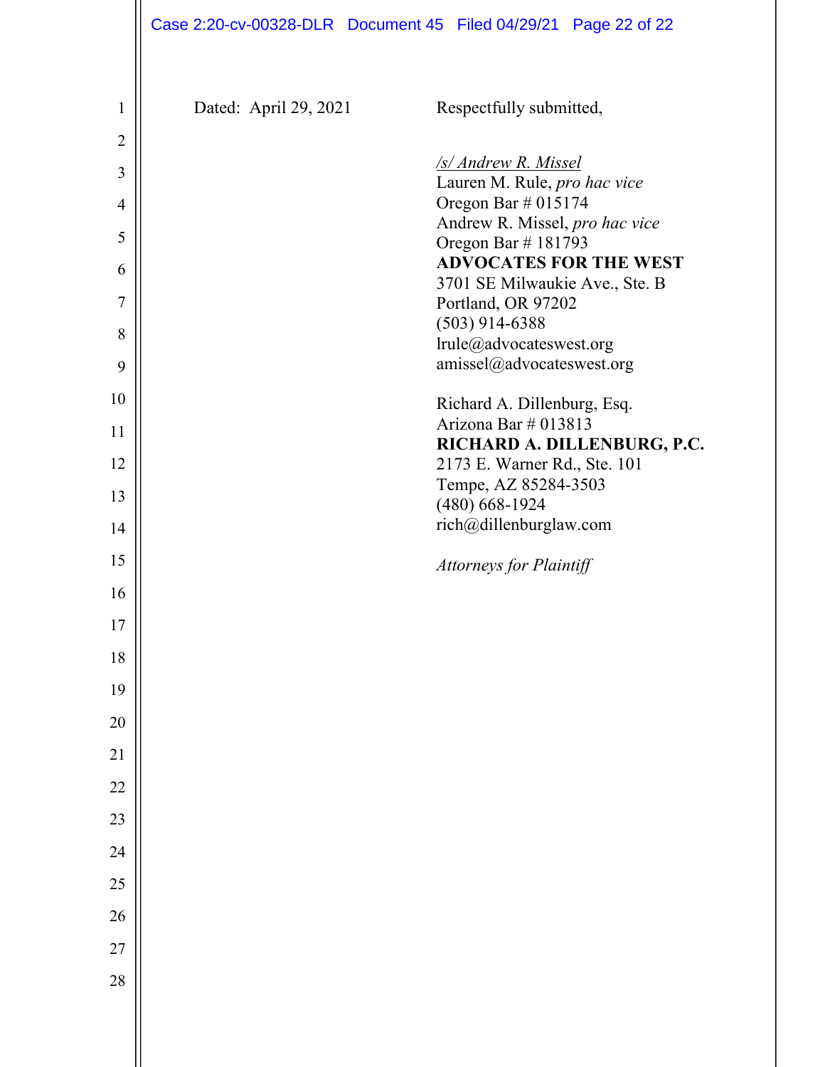Dated: April 29, 2021

Respectfully submitted,

/s/ Andrew R. Missel
Lauren M. Rule, *pro hac vice*
Oregon Bar # 015174
Andrew R. Missel, *pro hac vice*
Oregon Bar # 181793
**ADVOCATES FOR THE WEST**
3701 SE Milwaukie Ave., Ste. B
Portland, OR 97202
(503) 914-6388
lrule@advocateswest.org
amissel@advocateswest.org

Richard A. Dillenburg, Esq.
Arizona Bar # 013813
**RICHARD A. DILLENBURG, P.C.**
2173 E. Warner Rd., Ste. 101
Tempe, AZ 85284-3503
(480) 668-1924
rich@dillenburglaw.com

*Attorneys for Plaintiff*